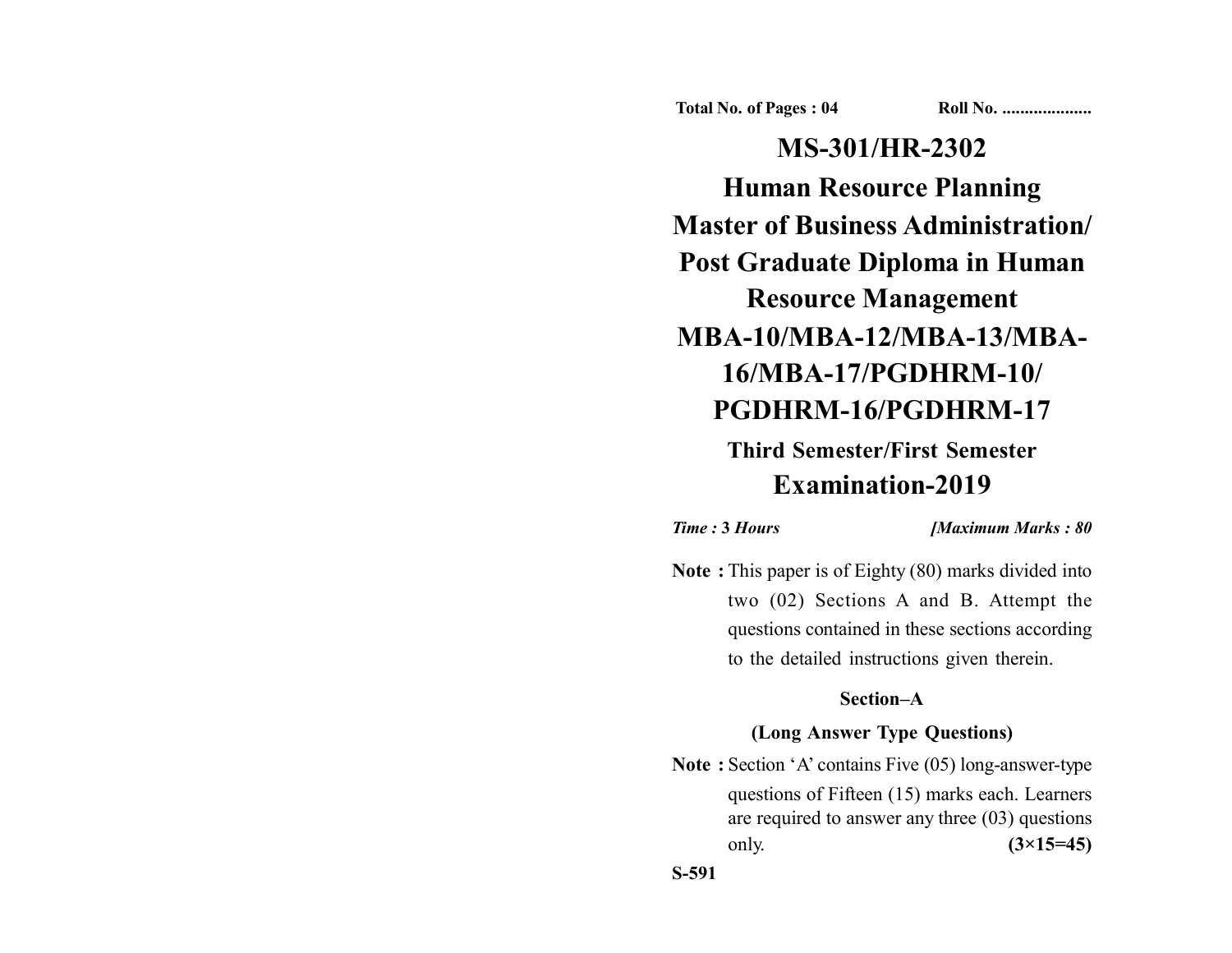Total No. of Pages : 04 Roll No. ....................

# MS-301/HR-2302

# Human Resource Planning

# Master of Business Administration/ Post Graduate Diploma in Human Resource Management

# MBA-10/MBA-12/MBA-13/MBA-16/MBA-17/PGDHRM-10/ PGDHRM-16/PGDHRM-17

## Third Semester/First Semester

## Examination-2019

*Time :* ***3 Hours*** *[Maximum Marks : 80*

**Note :** This paper is of Eighty (80) marks divided into two (02) Sections A and B. Attempt the questions contained in these sections according to the detailed instructions given therein.

### Section–A

### (Long Answer Type Questions)

**Note :** Section 'A' contains Five (05) long-answer-type questions of Fifteen (15) marks each. Learners are required to answer any three (03) questions only. **(3×15=45)**

S-591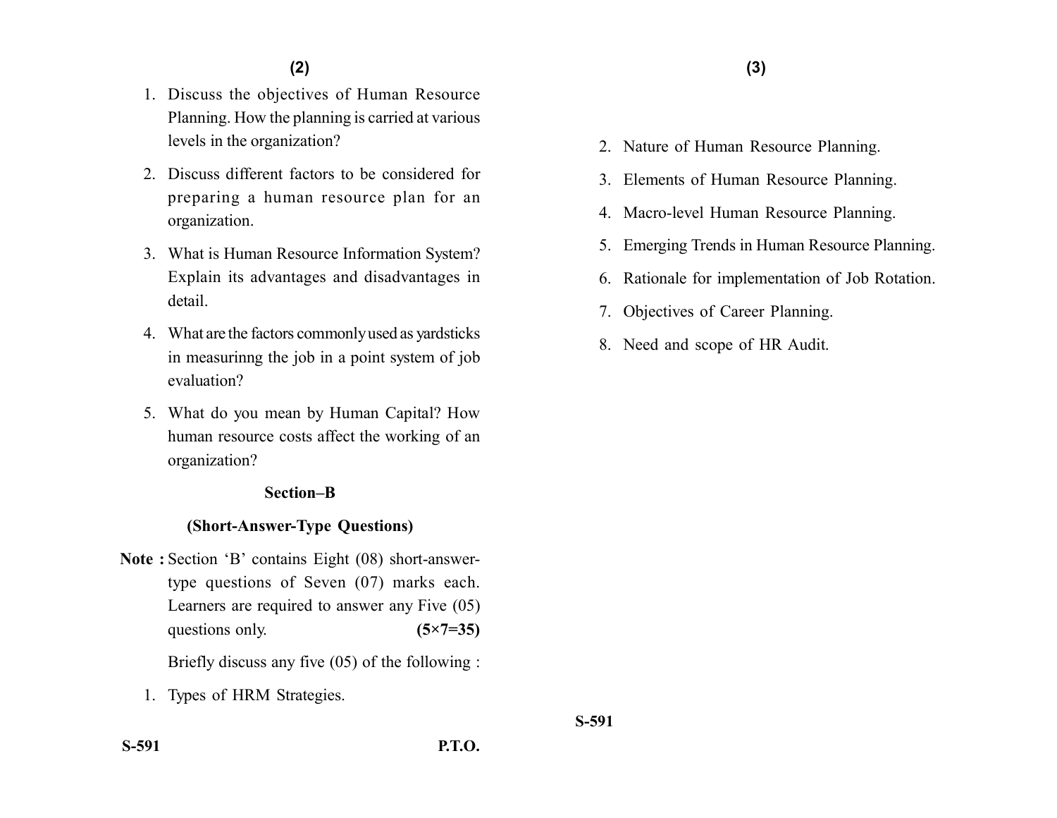1. Discuss the objectives of Human Resource Planning. How the planning is carried at various levels in the organization?

2. Discuss different factors to be considered for preparing a human resource plan for an organization.

3. What is Human Resource Information System? Explain its advantages and disadvantages in detail.

4. What are the factors commonly used as yardsticks in measurinng the job in a point system of job evaluation?

5. What do you mean by Human Capital? How human resource costs affect the working of an organization?

## Section–B

### (Short-Answer-Type Questions)

**Note :** Section 'B' contains Eight (08) short-answer-type questions of Seven (07) marks each. Learners are required to answer any Five (05) questions only. **(5×7=35)**

Briefly discuss any five (05) of the following :

1. Types of HRM Strategies.

2. Nature of Human Resource Planning.

3. Elements of Human Resource Planning.

4. Macro-level Human Resource Planning.

5. Emerging Trends in Human Resource Planning.

6. Rationale for implementation of Job Rotation.

7. Objectives of Career Planning.

8. Need and scope of HR Audit.